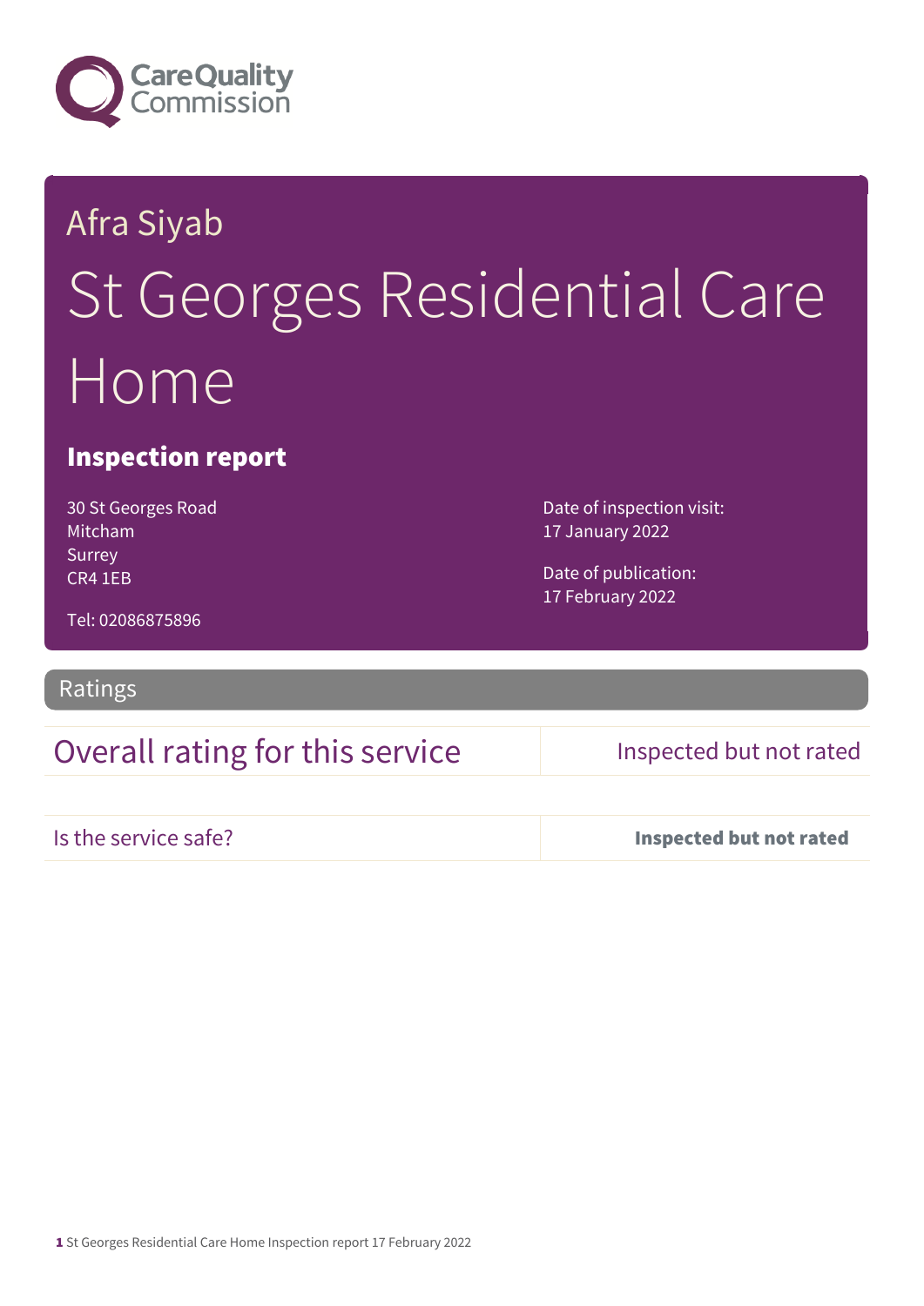Afra Siyab

# St Georges Residential Care Home

## Inspection report

30 St Georges Road
Mitcham
Surrey
CR4 1EB

Tel: 02086875896

Date of inspection visit:
17 January 2022

Date of publication:
17 February 2022

## Ratings

| Overall rating for this service | Inspected but not rated |
|---|---|
| Is the service safe? | **Inspected but not rated** |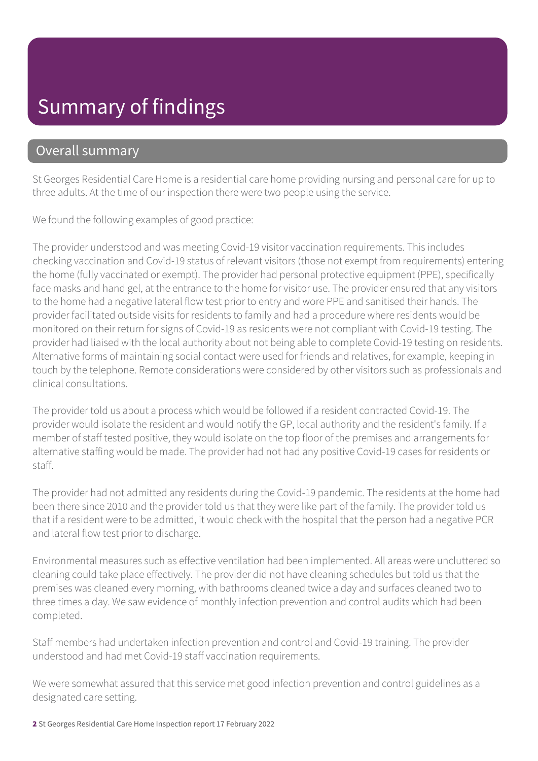# Summary of findings

## Overall summary

St Georges Residential Care Home is a residential care home providing nursing and personal care for up to three adults. At the time of our inspection there were two people using the service.

We found the following examples of good practice:

The provider understood and was meeting Covid-19 visitor vaccination requirements. This includes checking vaccination and Covid-19 status of relevant visitors (those not exempt from requirements) entering the home (fully vaccinated or exempt). The provider had personal protective equipment (PPE), specifically face masks and hand gel, at the entrance to the home for visitor use. The provider ensured that any visitors to the home had a negative lateral flow test prior to entry and wore PPE and sanitised their hands. The provider facilitated outside visits for residents to family and had a procedure where residents would be monitored on their return for signs of Covid-19 as residents were not compliant with Covid-19 testing. The provider had liaised with the local authority about not being able to complete Covid-19 testing on residents. Alternative forms of maintaining social contact were used for friends and relatives, for example, keeping in touch by the telephone. Remote considerations were considered by other visitors such as professionals and clinical consultations.

The provider told us about a process which would be followed if a resident contracted Covid-19. The provider would isolate the resident and would notify the GP, local authority and the resident's family. If a member of staff tested positive, they would isolate on the top floor of the premises and arrangements for alternative staffing would be made. The provider had not had any positive Covid-19 cases for residents or staff.

The provider had not admitted any residents during the Covid-19 pandemic. The residents at the home had been there since 2010 and the provider told us that they were like part of the family. The provider told us that if a resident were to be admitted, it would check with the hospital that the person had a negative PCR and lateral flow test prior to discharge.

Environmental measures such as effective ventilation had been implemented. All areas were uncluttered so cleaning could take place effectively. The provider did not have cleaning schedules but told us that the premises was cleaned every morning, with bathrooms cleaned twice a day and surfaces cleaned two to three times a day. We saw evidence of monthly infection prevention and control audits which had been completed.

Staff members had undertaken infection prevention and control and Covid-19 training. The provider understood and had met Covid-19 staff vaccination requirements.

We were somewhat assured that this service met good infection prevention and control guidelines as a designated care setting.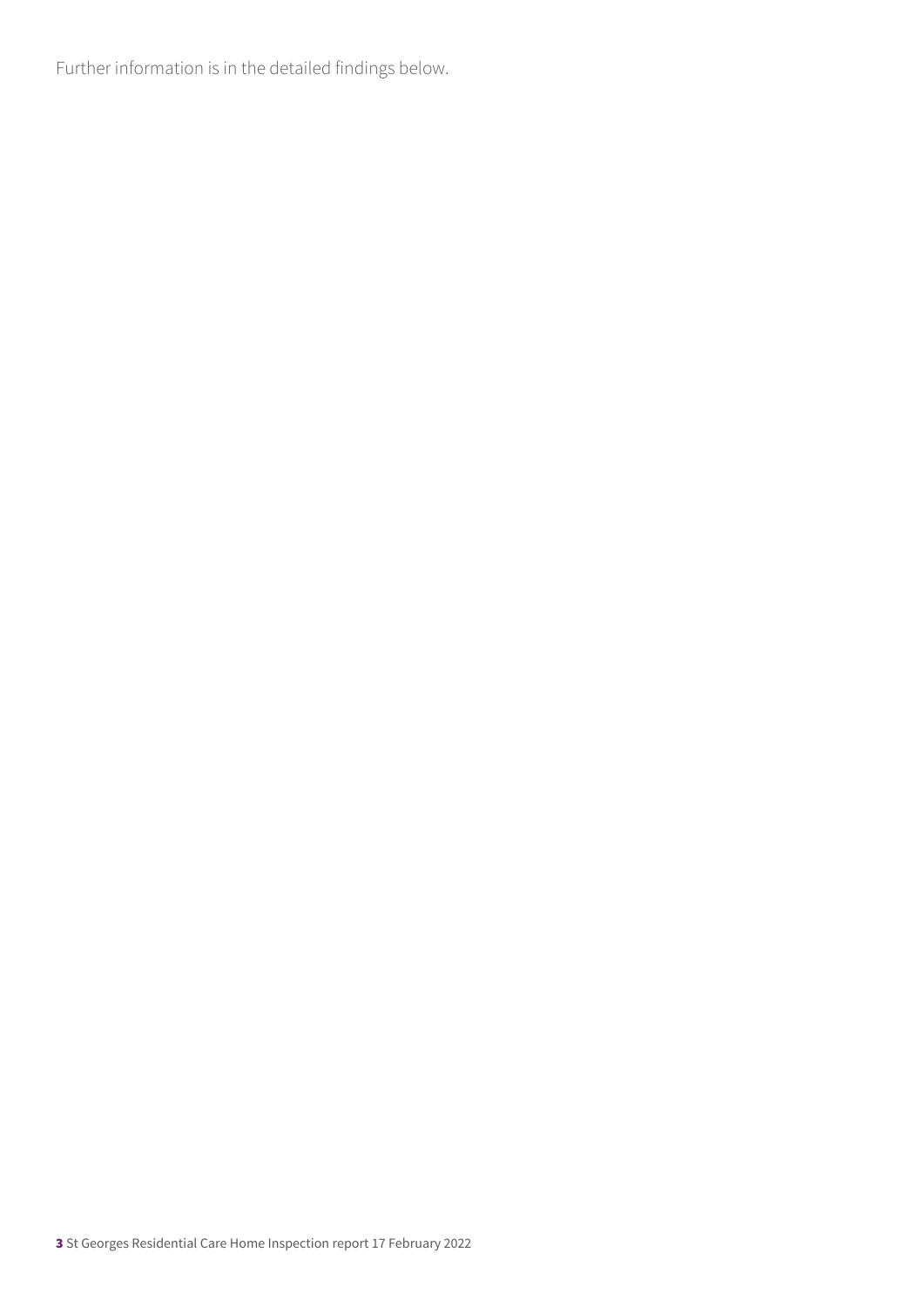Further information is in the detailed findings below.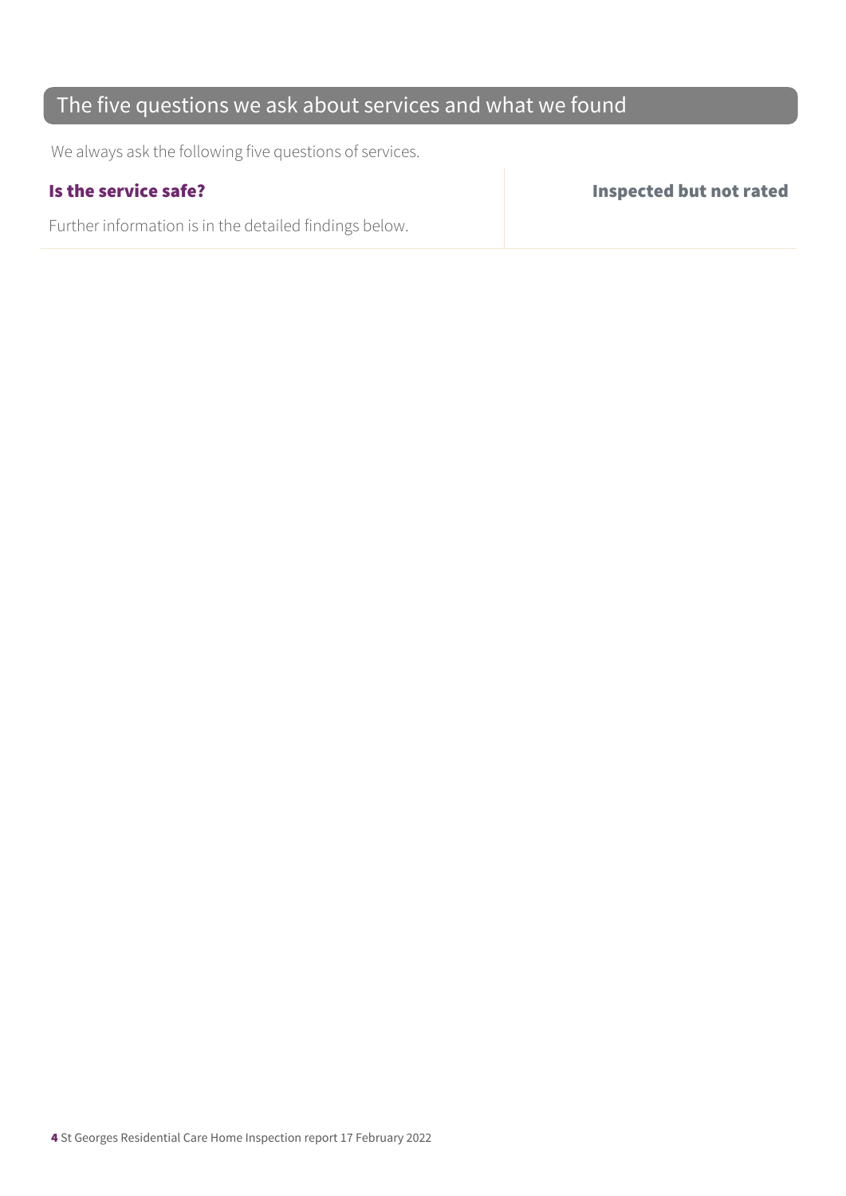## The five questions we ask about services and what we found

We always ask the following five questions of services.

| **Is the service safe?** | **Inspected but not rated** |
| --- | --- |
| Further information is in the detailed findings below. | |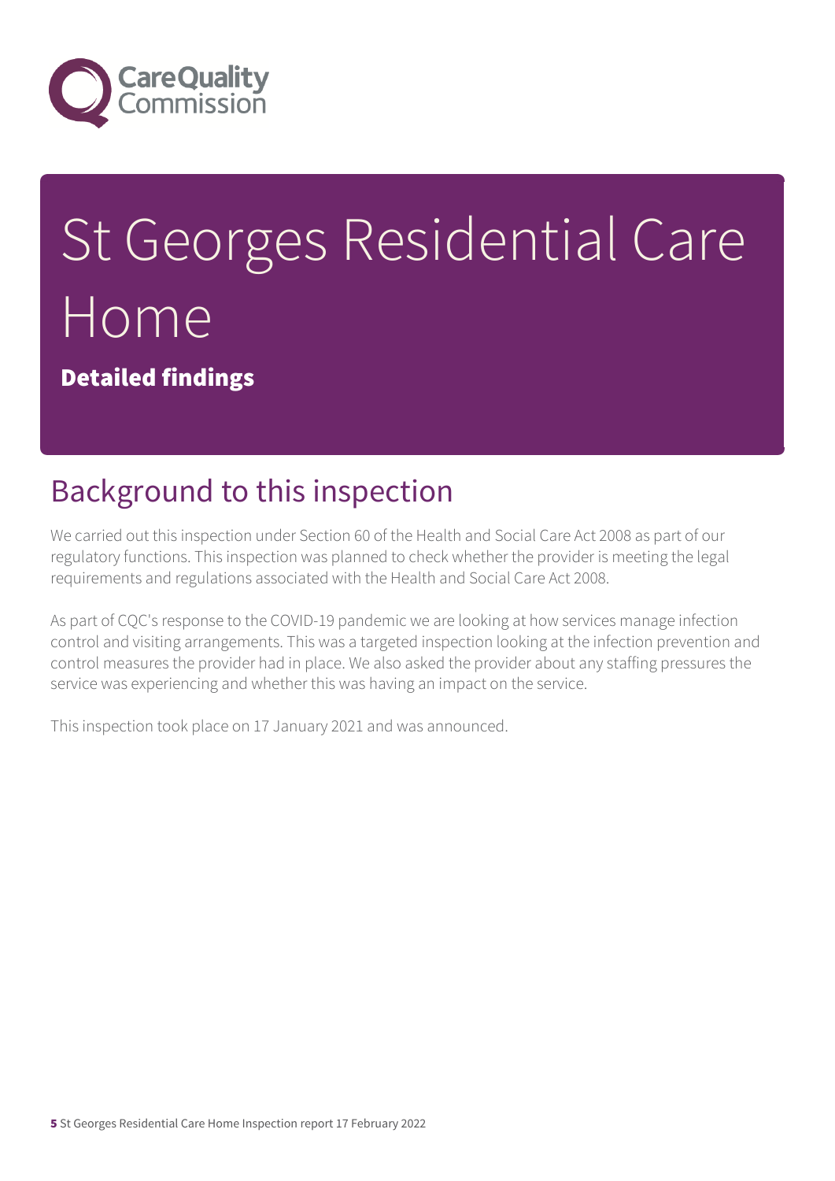# St Georges Residential Care Home

**Detailed findings**

## Background to this inspection

We carried out this inspection under Section 60 of the Health and Social Care Act 2008 as part of our regulatory functions. This inspection was planned to check whether the provider is meeting the legal requirements and regulations associated with the Health and Social Care Act 2008.

As part of CQC's response to the COVID-19 pandemic we are looking at how services manage infection control and visiting arrangements. This was a targeted inspection looking at the infection prevention and control measures the provider had in place. We also asked the provider about any staffing pressures the service was experiencing and whether this was having an impact on the service.

This inspection took place on 17 January 2021 and was announced.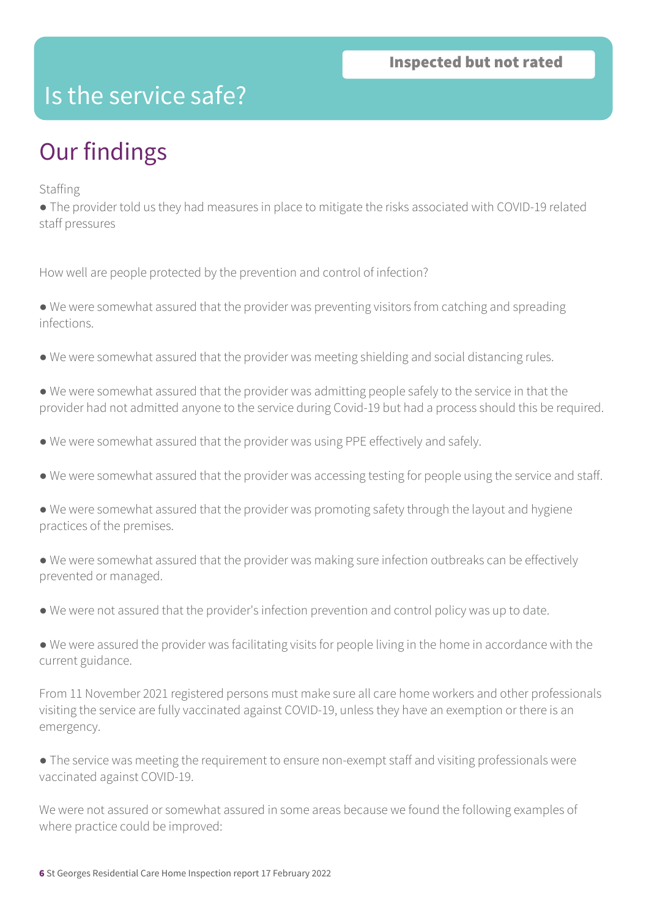# Is the service safe?

**Inspected but not rated**

## Our findings

Staffing

- The provider told us they had measures in place to mitigate the risks associated with COVID-19 related staff pressures

How well are people protected by the prevention and control of infection?

- We were somewhat assured that the provider was preventing visitors from catching and spreading infections.

- We were somewhat assured that the provider was meeting shielding and social distancing rules.

- We were somewhat assured that the provider was admitting people safely to the service in that the provider had not admitted anyone to the service during Covid-19 but had a process should this be required.

- We were somewhat assured that the provider was using PPE effectively and safely.

- We were somewhat assured that the provider was accessing testing for people using the service and staff.

- We were somewhat assured that the provider was promoting safety through the layout and hygiene practices of the premises.

- We were somewhat assured that the provider was making sure infection outbreaks can be effectively prevented or managed.

- We were not assured that the provider's infection prevention and control policy was up to date.

- We were assured the provider was facilitating visits for people living in the home in accordance with the current guidance.

From 11 November 2021 registered persons must make sure all care home workers and other professionals visiting the service are fully vaccinated against COVID-19, unless they have an exemption or there is an emergency.

- The service was meeting the requirement to ensure non-exempt staff and visiting professionals were vaccinated against COVID-19.

We were not assured or somewhat assured in some areas because we found the following examples of where practice could be improved: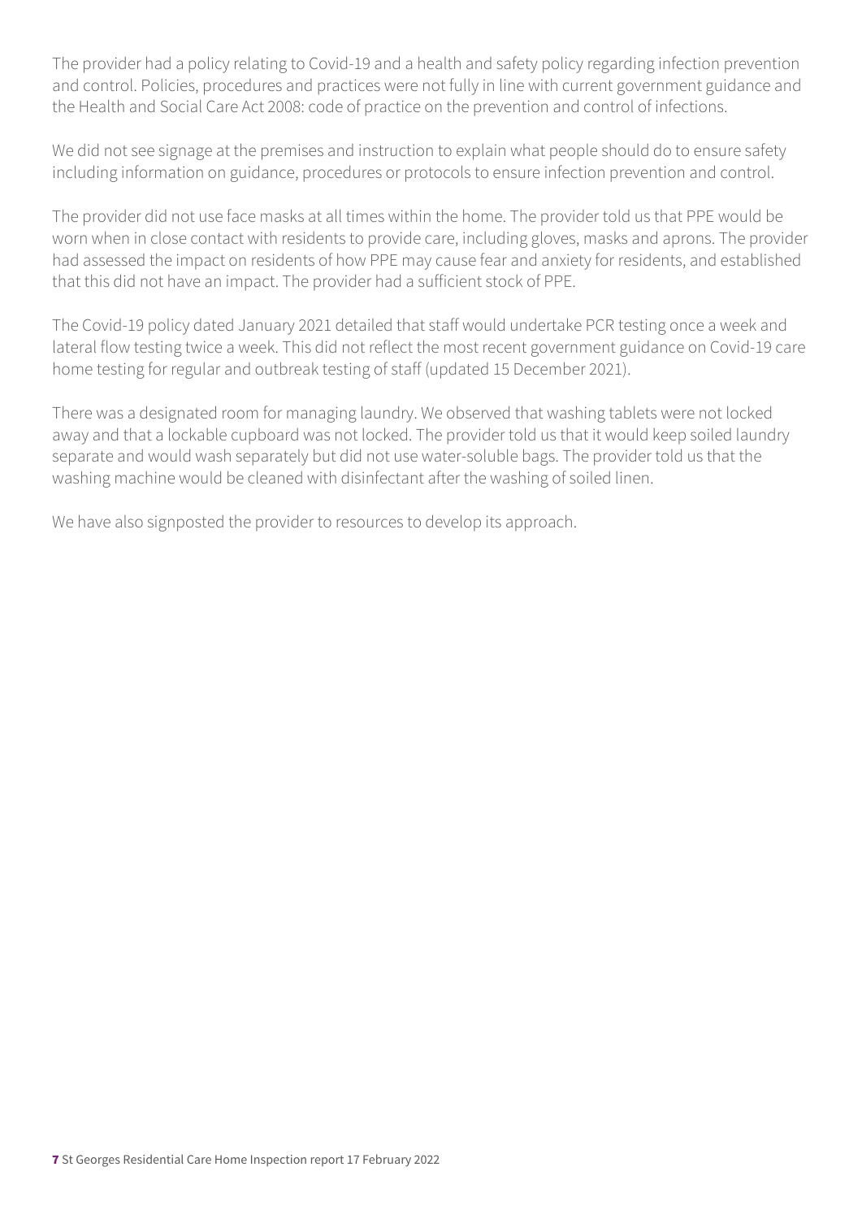The provider had a policy relating to Covid-19 and a health and safety policy regarding infection prevention and control. Policies, procedures and practices were not fully in line with current government guidance and the Health and Social Care Act 2008: code of practice on the prevention and control of infections.

We did not see signage at the premises and instruction to explain what people should do to ensure safety including information on guidance, procedures or protocols to ensure infection prevention and control.

The provider did not use face masks at all times within the home. The provider told us that PPE would be worn when in close contact with residents to provide care, including gloves, masks and aprons. The provider had assessed the impact on residents of how PPE may cause fear and anxiety for residents, and established that this did not have an impact. The provider had a sufficient stock of PPE.

The Covid-19 policy dated January 2021 detailed that staff would undertake PCR testing once a week and lateral flow testing twice a week. This did not reflect the most recent government guidance on Covid-19 care home testing for regular and outbreak testing of staff (updated 15 December 2021).

There was a designated room for managing laundry. We observed that washing tablets were not locked away and that a lockable cupboard was not locked. The provider told us that it would keep soiled laundry separate and would wash separately but did not use water-soluble bags. The provider told us that the washing machine would be cleaned with disinfectant after the washing of soiled linen.

We have also signposted the provider to resources to develop its approach.